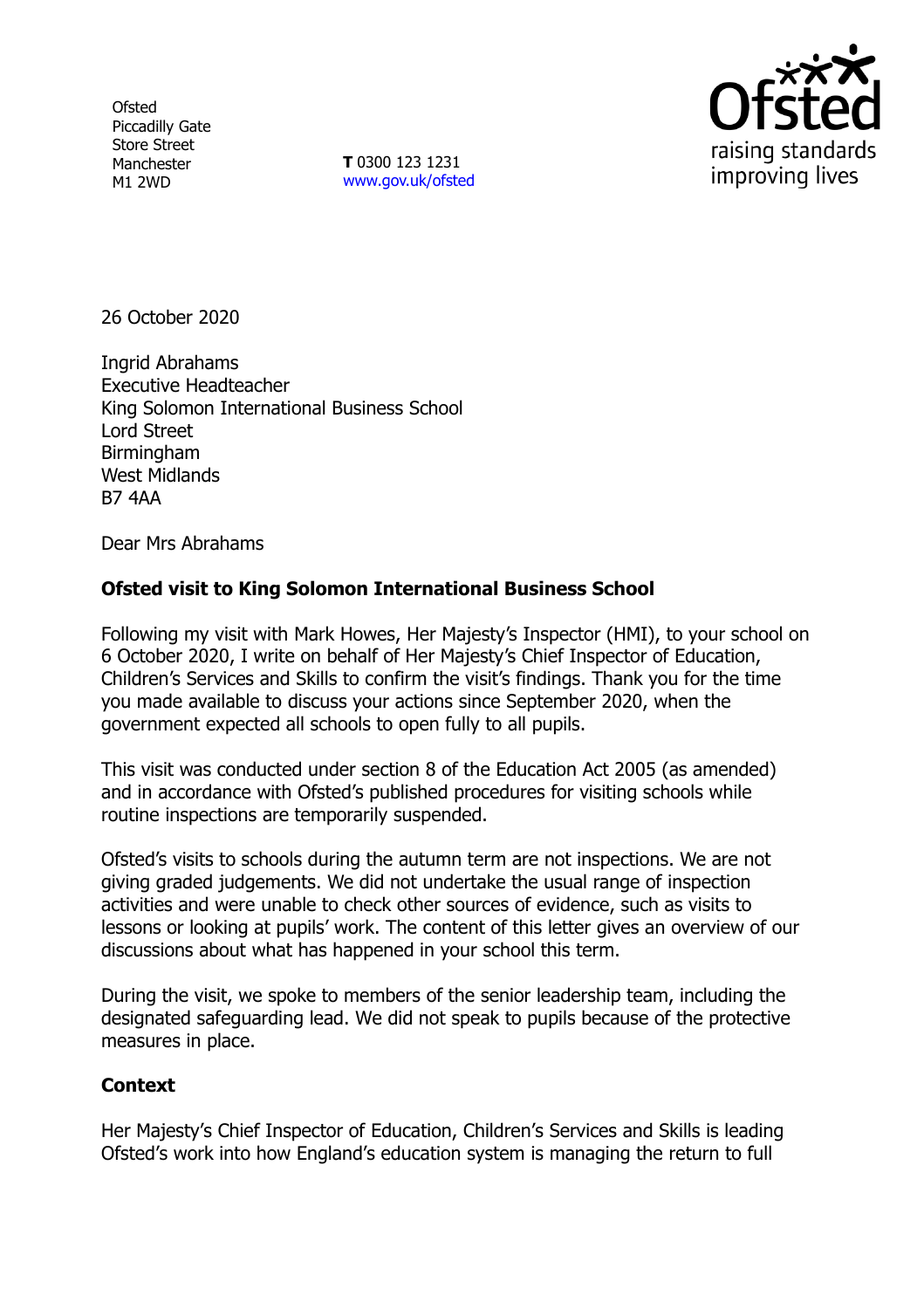Ofsted
Piccadilly Gate
Store Street
Manchester
M1 2WD

**T** 0300 123 1231
www.gov.uk/ofsted

raising standards
improving lives

26 October 2020

Ingrid Abrahams
Executive Headteacher
King Solomon International Business School
Lord Street
Birmingham
West Midlands
B7 4AA

Dear Mrs Abrahams

**Ofsted visit to King Solomon International Business School**

Following my visit with Mark Howes, Her Majesty's Inspector (HMI), to your school on 6 October 2020, I write on behalf of Her Majesty's Chief Inspector of Education, Children's Services and Skills to confirm the visit's findings. Thank you for the time you made available to discuss your actions since September 2020, when the government expected all schools to open fully to all pupils.

This visit was conducted under section 8 of the Education Act 2005 (as amended) and in accordance with Ofsted's published procedures for visiting schools while routine inspections are temporarily suspended.

Ofsted's visits to schools during the autumn term are not inspections. We are not giving graded judgements. We did not undertake the usual range of inspection activities and were unable to check other sources of evidence, such as visits to lessons or looking at pupils' work. The content of this letter gives an overview of our discussions about what has happened in your school this term.

During the visit, we spoke to members of the senior leadership team, including the designated safeguarding lead. We did not speak to pupils because of the protective measures in place.

**Context**

Her Majesty's Chief Inspector of Education, Children's Services and Skills is leading Ofsted's work into how England's education system is managing the return to full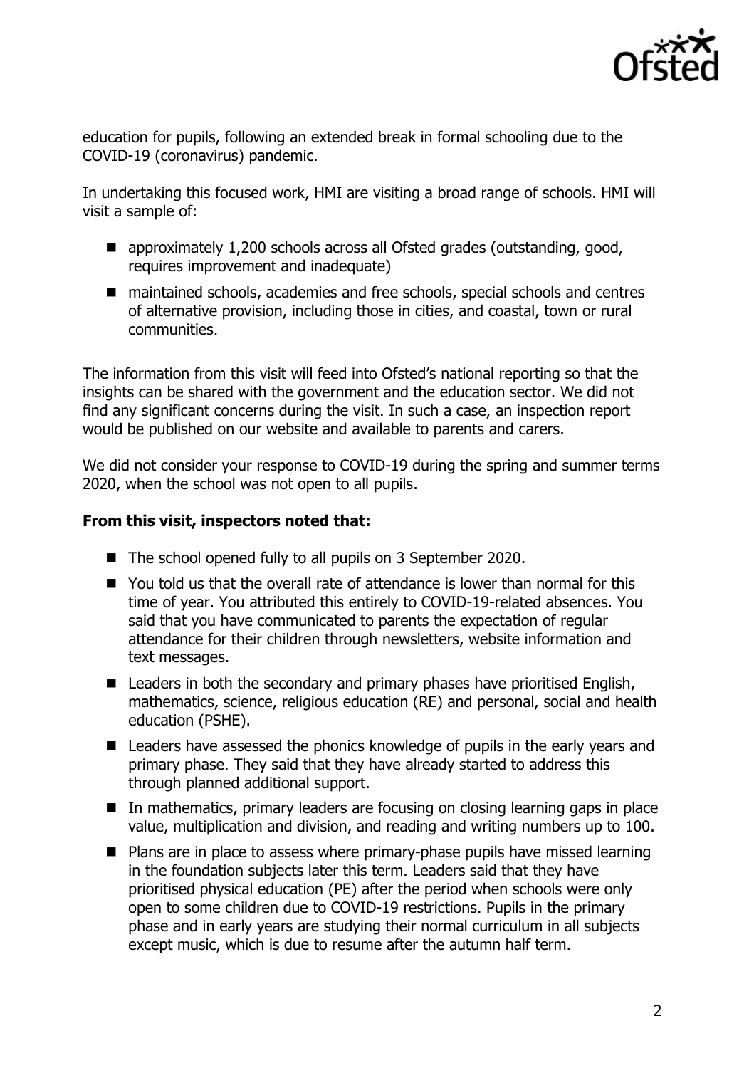education for pupils, following an extended break in formal schooling due to the COVID-19 (coronavirus) pandemic.

In undertaking this focused work, HMI are visiting a broad range of schools. HMI will visit a sample of:

- approximately 1,200 schools across all Ofsted grades (outstanding, good, requires improvement and inadequate)
- maintained schools, academies and free schools, special schools and centres of alternative provision, including those in cities, and coastal, town or rural communities.

The information from this visit will feed into Ofsted's national reporting so that the insights can be shared with the government and the education sector. We did not find any significant concerns during the visit. In such a case, an inspection report would be published on our website and available to parents and carers.

We did not consider your response to COVID-19 during the spring and summer terms 2020, when the school was not open to all pupils.

**From this visit, inspectors noted that:**

- The school opened fully to all pupils on 3 September 2020.
- You told us that the overall rate of attendance is lower than normal for this time of year. You attributed this entirely to COVID-19-related absences. You said that you have communicated to parents the expectation of regular attendance for their children through newsletters, website information and text messages.
- Leaders in both the secondary and primary phases have prioritised English, mathematics, science, religious education (RE) and personal, social and health education (PSHE).
- Leaders have assessed the phonics knowledge of pupils in the early years and primary phase. They said that they have already started to address this through planned additional support.
- In mathematics, primary leaders are focusing on closing learning gaps in place value, multiplication and division, and reading and writing numbers up to 100.
- Plans are in place to assess where primary-phase pupils have missed learning in the foundation subjects later this term. Leaders said that they have prioritised physical education (PE) after the period when schools were only open to some children due to COVID-19 restrictions. Pupils in the primary phase and in early years are studying their normal curriculum in all subjects except music, which is due to resume after the autumn half term.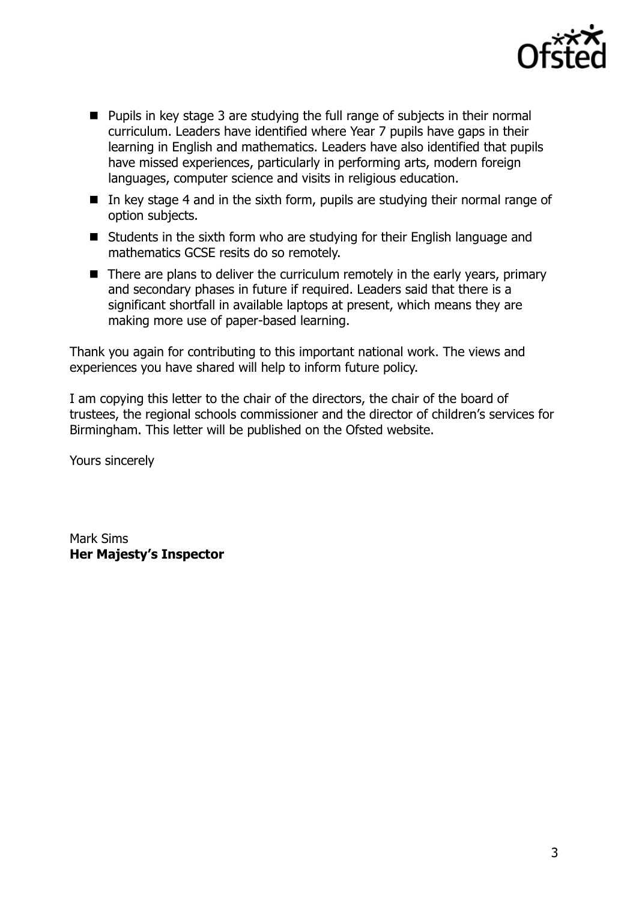- Pupils in key stage 3 are studying the full range of subjects in their normal curriculum. Leaders have identified where Year 7 pupils have gaps in their learning in English and mathematics. Leaders have also identified that pupils have missed experiences, particularly in performing arts, modern foreign languages, computer science and visits in religious education.
- In key stage 4 and in the sixth form, pupils are studying their normal range of option subjects.
- Students in the sixth form who are studying for their English language and mathematics GCSE resits do so remotely.
- There are plans to deliver the curriculum remotely in the early years, primary and secondary phases in future if required. Leaders said that there is a significant shortfall in available laptops at present, which means they are making more use of paper-based learning.

Thank you again for contributing to this important national work. The views and experiences you have shared will help to inform future policy.

I am copying this letter to the chair of the directors, the chair of the board of trustees, the regional schools commissioner and the director of children's services for Birmingham. This letter will be published on the Ofsted website.

Yours sincerely

Mark Sims
**Her Majesty's Inspector**